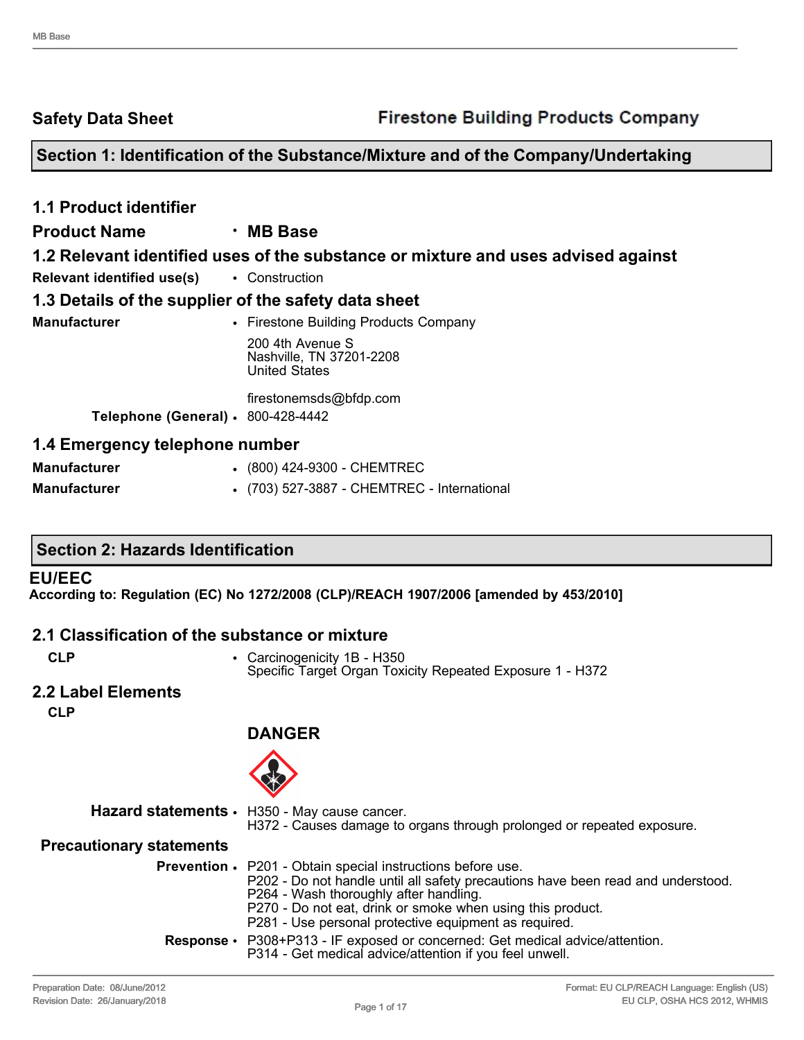**Safety Data Sheet** **Firestone Building Products Company**

## Section 1: Identification of the Substance/Mixture and of the Company/Undertaking

### 1.1 Product identifier

**Product Name** • **MB Base**

### 1.2 Relevant identified uses of the substance or mixture and uses advised against

**Relevant identified use(s)** • Construction

### 1.3 Details of the supplier of the safety data sheet

**Manufacturer** • Firestone Building Products Company

200 4th Avenue S
Nashville, TN 37201-2208
United States

firestonemsds@bfdp.com

**Telephone (General)** • 800-428-4442

### 1.4 Emergency telephone number

**Manufacturer** • (800) 424-9300 - CHEMTREC

**Manufacturer** • (703) 527-3887 - CHEMTREC - International

## Section 2: Hazards Identification

**EU/EEC**

**According to: Regulation (EC) No 1272/2008 (CLP)/REACH 1907/2006 [amended by 453/2010]**

### 2.1 Classification of the substance or mixture

**CLP** • Carcinogenicity 1B - H350
Specific Target Organ Toxicity Repeated Exposure 1 - H372

### 2.2 Label Elements

**CLP**

**DANGER**

**Hazard statements** • H350 - May cause cancer.
H372 - Causes damage to organs through prolonged or repeated exposure.

**Precautionary statements**

**Prevention** • P201 - Obtain special instructions before use.
P202 - Do not handle until all safety precautions have been read and understood.
P264 - Wash thoroughly after handling.
P270 - Do not eat, drink or smoke when using this product.
P281 - Use personal protective equipment as required.

**Response** • P308+P313 - IF exposed or concerned: Get medical advice/attention.
P314 - Get medical advice/attention if you feel unwell.

Preparation Date: 08/June/2012
Revision Date: 26/January/2018

Format: EU CLP/REACH Language: English (US)
EU CLP, OSHA HCS 2012, WHMIS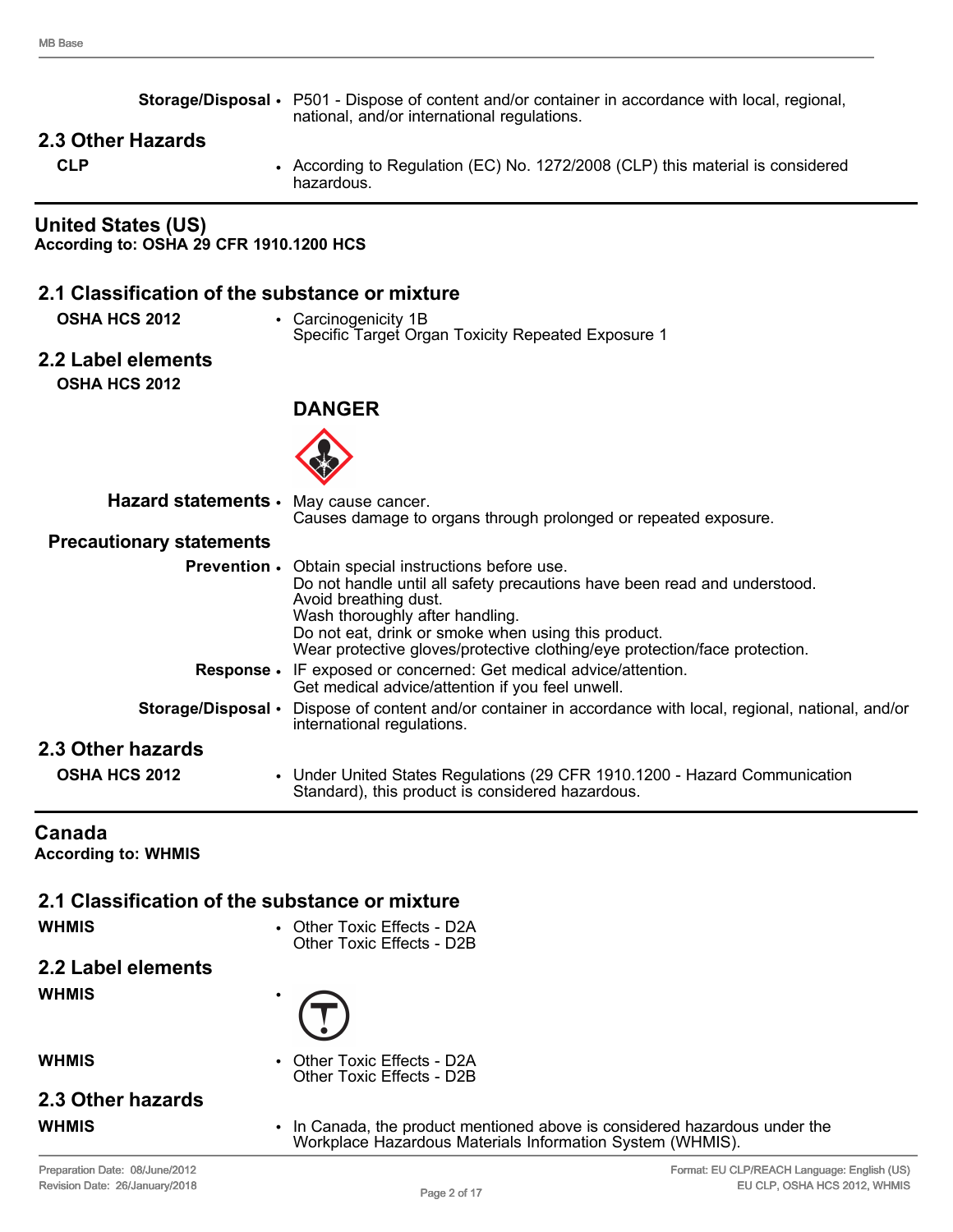| | |
|---|---|
| **Storage/Disposal** | • P501 - Dispose of content and/or container in accordance with local, regional, national, and/or international regulations. |

## 2.3 Other Hazards

| | |
|---|---|
| **CLP** | • According to Regulation (EC) No. 1272/2008 (CLP) this material is considered hazardous. |

# United States (US)

**According to: OSHA 29 CFR 1910.1200 HCS**

## 2.1 Classification of the substance or mixture

| | |
|---|---|
| **OSHA HCS 2012** | • Carcinogenicity 1B<br>Specific Target Organ Toxicity Repeated Exposure 1 |

## 2.2 Label elements

**OSHA HCS 2012**

**DANGER**

| | |
|---|---|
| **Hazard statements** | • May cause cancer.<br>Causes damage to organs through prolonged or repeated exposure. |

**Precautionary statements**

| | |
|---|---|
| **Prevention** | • Obtain special instructions before use.<br>Do not handle until all safety precautions have been read and understood.<br>Avoid breathing dust.<br>Wash thoroughly after handling.<br>Do not eat, drink or smoke when using this product.<br>Wear protective gloves/protective clothing/eye protection/face protection. |
| **Response** | • IF exposed or concerned: Get medical advice/attention.<br>Get medical advice/attention if you feel unwell. |
| **Storage/Disposal** | • Dispose of content and/or container in accordance with local, regional, national, and/or international regulations. |

## 2.3 Other hazards

| | |
|---|---|
| **OSHA HCS 2012** | • Under United States Regulations (29 CFR 1910.1200 - Hazard Communication Standard), this product is considered hazardous. |

# Canada

**According to: WHMIS**

## 2.1 Classification of the substance or mixture

| | |
|---|---|
| **WHMIS** | • Other Toxic Effects - D2A<br>Other Toxic Effects - D2B |

## 2.2 Label elements

| | |
|---|---|
| **WHMIS** | • |
| **WHMIS** | • Other Toxic Effects - D2A<br>Other Toxic Effects - D2B |

## 2.3 Other hazards

| | |
|---|---|
| **WHMIS** | • In Canada, the product mentioned above is considered hazardous under the Workplace Hazardous Materials Information System (WHMIS). |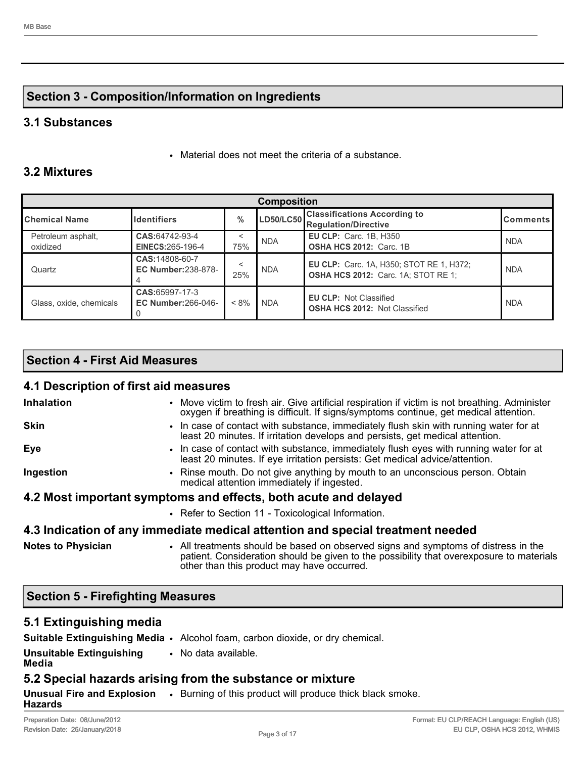## Section 3 - Composition/Information on Ingredients

### 3.1 Substances

- Material does not meet the criteria of a substance.

### 3.2 Mixtures

| Composition | | | | | |
|---|---|---|---|---|---|
| **Chemical Name** | **Identifiers** | **%** | **LD50/LC50** | **Classifications According to Regulation/Directive** | **Comments** |
| Petroleum asphalt, oxidized | **CAS:**64742-93-4 **EINECS:**265-196-4 | < 75% | NDA | **EU CLP:** Carc. 1B, H350 **OSHA HCS 2012:** Carc. 1B | NDA |
| Quartz | **CAS:**14808-60-7 **EC Number:**238-878-4 | < 25% | NDA | **EU CLP:** Carc. 1A, H350; STOT RE 1, H372; **OSHA HCS 2012:** Carc. 1A; STOT RE 1; | NDA |
| Glass, oxide, chemicals | **CAS:**65997-17-3 **EC Number:**266-046-0 | < 8% | NDA | **EU CLP:** Not Classified **OSHA HCS 2012:** Not Classified | NDA |

## Section 4 - First Aid Measures

### 4.1 Description of first aid measures

**Inhalation**
- Move victim to fresh air. Give artificial respiration if victim is not breathing. Administer oxygen if breathing is difficult. If signs/symptoms continue, get medical attention.

**Skin**
- In case of contact with substance, immediately flush skin with running water for at least 20 minutes. If irritation develops and persists, get medical attention.

**Eye**
- In case of contact with substance, immediately flush eyes with running water for at least 20 minutes. If eye irritation persists: Get medical advice/attention.

**Ingestion**
- Rinse mouth. Do not give anything by mouth to an unconscious person. Obtain medical attention immediately if ingested.

### 4.2 Most important symptoms and effects, both acute and delayed

- Refer to Section 11 - Toxicological Information.

### 4.3 Indication of any immediate medical attention and special treatment needed

**Notes to Physician**
- All treatments should be based on observed signs and symptoms of distress in the patient. Consideration should be given to the possibility that overexposure to materials other than this product may have occurred.

## Section 5 - Firefighting Measures

### 5.1 Extinguishing media

**Suitable Extinguishing Media**
- Alcohol foam, carbon dioxide, or dry chemical.

**Unsuitable Extinguishing Media**
- No data available.

### 5.2 Special hazards arising from the substance or mixture

**Unusual Fire and Explosion Hazards**
- Burning of this product will produce thick black smoke.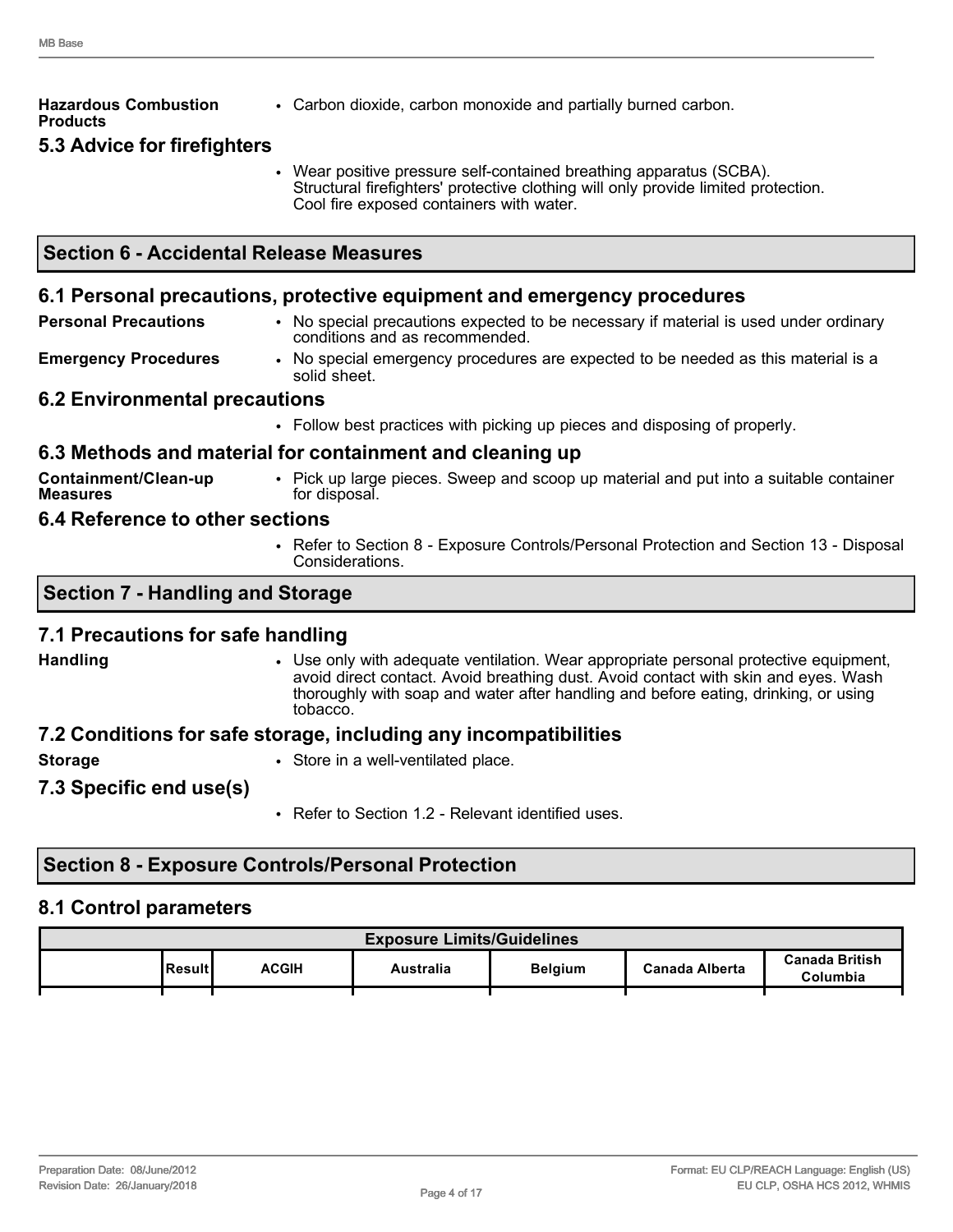**Hazardous Combustion Products**
- Carbon dioxide, carbon monoxide and partially burned carbon.

### 5.3 Advice for firefighters

- Wear positive pressure self-contained breathing apparatus (SCBA). Structural firefighters' protective clothing will only provide limited protection. Cool fire exposed containers with water.

## Section 6 - Accidental Release Measures

### 6.1 Personal precautions, protective equipment and emergency procedures

**Personal Precautions**
- No special precautions expected to be necessary if material is used under ordinary conditions and as recommended.

**Emergency Procedures**
- No special emergency procedures are expected to be needed as this material is a solid sheet.

### 6.2 Environmental precautions

- Follow best practices with picking up pieces and disposing of properly.

### 6.3 Methods and material for containment and cleaning up

**Containment/Clean-up Measures**
- Pick up large pieces. Sweep and scoop up material and put into a suitable container for disposal.

### 6.4 Reference to other sections

- Refer to Section 8 - Exposure Controls/Personal Protection and Section 13 - Disposal Considerations.

## Section 7 - Handling and Storage

### 7.1 Precautions for safe handling

**Handling**
- Use only with adequate ventilation. Wear appropriate personal protective equipment, avoid direct contact. Avoid breathing dust. Avoid contact with skin and eyes. Wash thoroughly with soap and water after handling and before eating, drinking, or using tobacco.

### 7.2 Conditions for safe storage, including any incompatibilities

**Storage**
- Store in a well-ventilated place.

### 7.3 Specific end use(s)

- Refer to Section 1.2 - Relevant identified uses.

## Section 8 - Exposure Controls/Personal Protection

### 8.1 Control parameters

| Exposure Limits/Guidelines | | | | | | |
|---|---|---|---|---|---|---|
| | Result | ACGIH | Australia | Belgium | Canada Alberta | Canada British Columbia |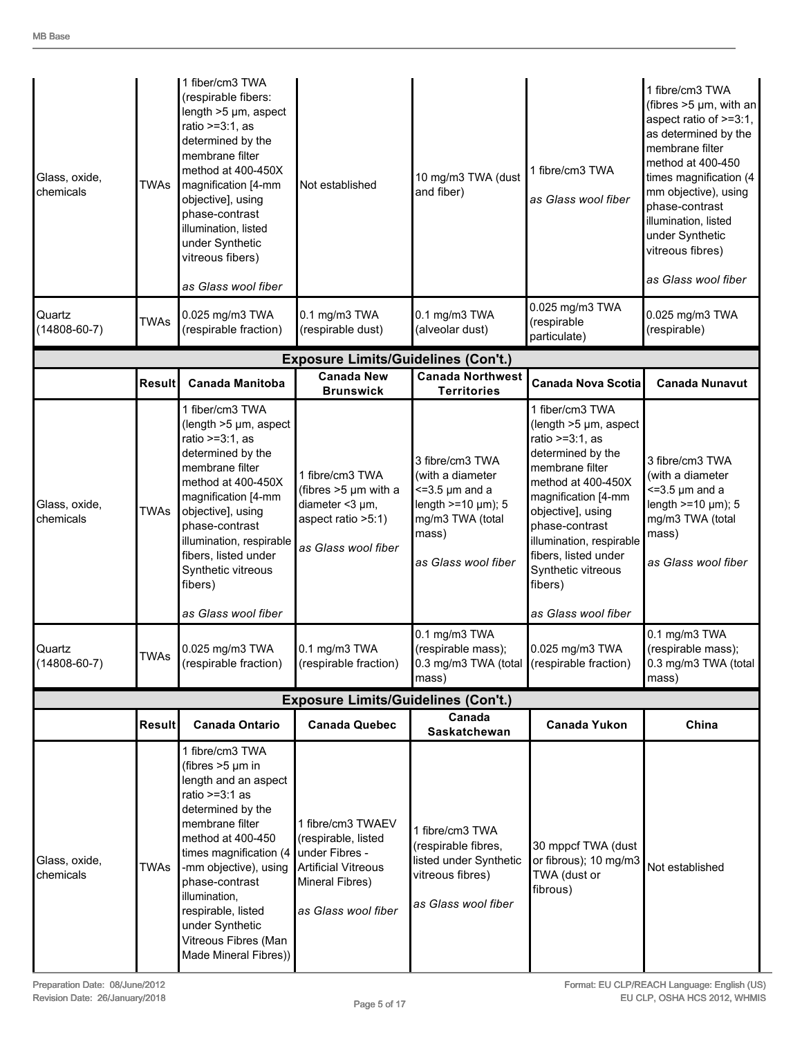| | Result | | | | | |
|---|---|---|---|---|---|---|
| Glass, oxide, chemicals | TWAs | 1 fiber/cm3 TWA (respirable fibers: length >5 µm, aspect ratio >=3:1, as determined by the membrane filter method at 400-450X magnification [4-mm objective], using phase-contrast illumination, listed under Synthetic vitreous fibers)<br><br>*as Glass wool fiber* | Not established | 10 mg/m3 TWA (dust and fiber) | 1 fibre/cm3 TWA<br><br>*as Glass wool fiber* | 1 fibre/cm3 TWA (fibres >5 µm, with an aspect ratio of >=3:1, as determined by the membrane filter method at 400-450 times magnification (4 mm objective), using phase-contrast illumination, listed under Synthetic vitreous fibres)<br><br>*as Glass wool fiber* |
| Quartz (14808-60-7) | TWAs | 0.025 mg/m3 TWA (respirable fraction) | 0.1 mg/m3 TWA (respirable dust) | 0.1 mg/m3 TWA (alveolar dust) | 0.025 mg/m3 TWA (respirable particulate) | 0.025 mg/m3 TWA (respirable) |

**Exposure Limits/Guidelines (Con't.)**

| | Result | Canada Manitoba | Canada New Brunswick | Canada Northwest Territories | Canada Nova Scotia | Canada Nunavut |
|---|---|---|---|---|---|---|
| Glass, oxide, chemicals | TWAs | 1 fiber/cm3 TWA (length >5 µm, aspect ratio >=3:1, as determined by the membrane filter method at 400-450X magnification [4-mm objective], using phase-contrast illumination, respirable fibers, listed under Synthetic vitreous fibers)<br><br>*as Glass wool fiber* | 1 fibre/cm3 TWA (fibres >5 µm with a diameter <3 µm, aspect ratio >5:1)<br><br>*as Glass wool fiber* | 3 fibre/cm3 TWA (with a diameter <=3.5 µm and a length >=10 µm); 5 mg/m3 TWA (total mass)<br><br>*as Glass wool fiber* | 1 fiber/cm3 TWA (length >5 µm, aspect ratio >=3:1, as determined by the membrane filter method at 400-450X magnification [4-mm objective], using phase-contrast illumination, respirable fibers, listed under Synthetic vitreous fibers)<br><br>*as Glass wool fiber* | 3 fibre/cm3 TWA (with a diameter <=3.5 µm and a length >=10 µm); 5 mg/m3 TWA (total mass)<br><br>*as Glass wool fiber* |
| Quartz (14808-60-7) | TWAs | 0.025 mg/m3 TWA (respirable fraction) | 0.1 mg/m3 TWA (respirable fraction) | 0.1 mg/m3 TWA (respirable mass); 0.3 mg/m3 TWA (total mass) | 0.025 mg/m3 TWA (respirable fraction) | 0.1 mg/m3 TWA (respirable mass); 0.3 mg/m3 TWA (total mass) |

**Exposure Limits/Guidelines (Con't.)**

| | Result | Canada Ontario | Canada Quebec | Canada Saskatchewan | Canada Yukon | China |
|---|---|---|---|---|---|---|
| Glass, oxide, chemicals | TWAs | 1 fibre/cm3 TWA (fibres >5 µm in length and an aspect ratio >=3:1 as determined by the membrane filter method at 400-450 times magnification (4 -mm objective), using phase-contrast illumination, respirable, listed under Synthetic Vitreous Fibres (Man Made Mineral Fibres)) | 1 fibre/cm3 TWAEV (respirable, listed under Fibres - Artificial Vitreous Mineral Fibres)<br><br>*as Glass wool fiber* | 1 fibre/cm3 TWA (respirable fibres, listed under Synthetic vitreous fibres)<br><br>*as Glass wool fiber* | 30 mppcf TWA (dust or fibrous); 10 mg/m3 TWA (dust or fibrous) | Not established |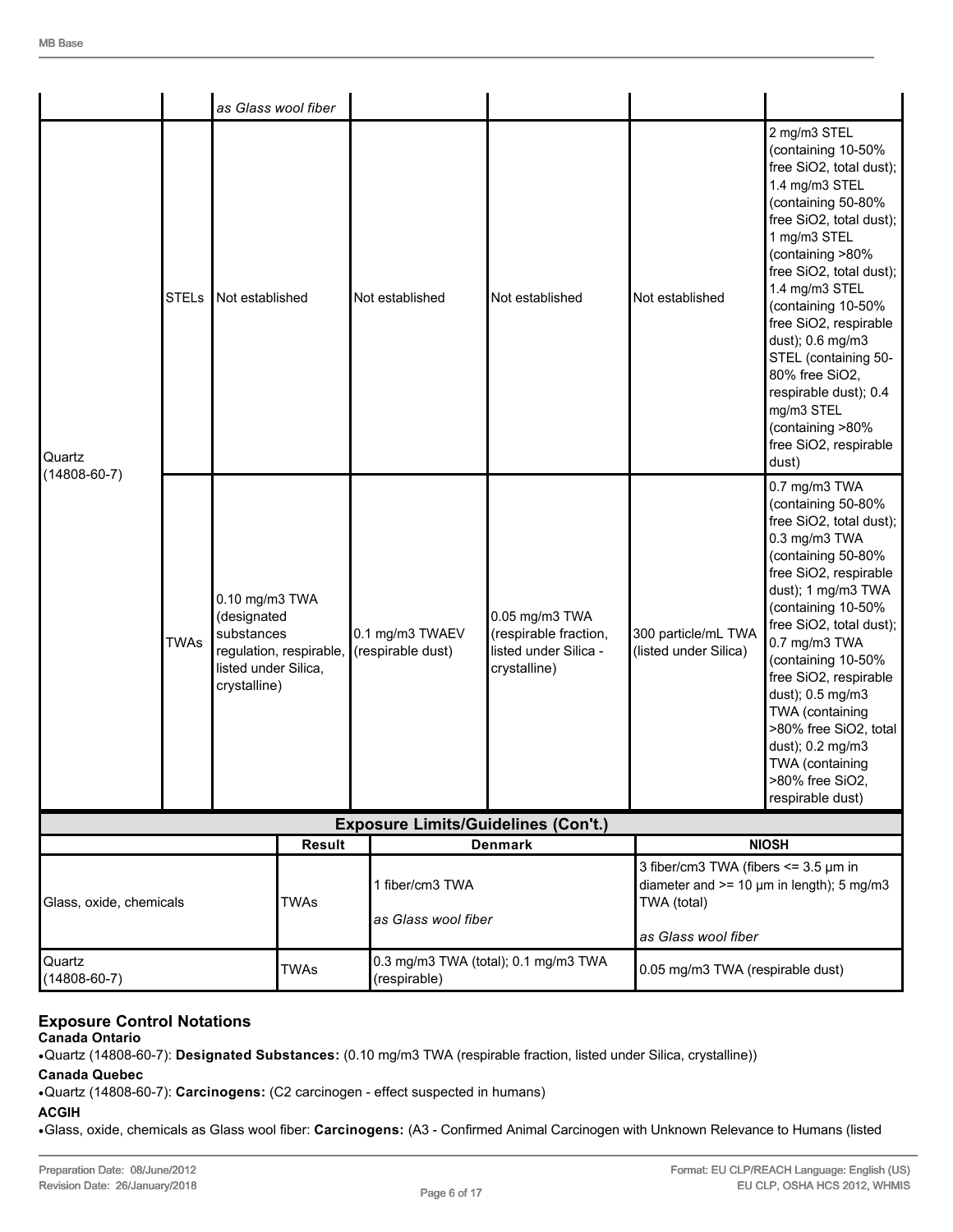|  |  | *as Glass wool fiber* |  |  |  |  |
|---|---|---|---|---|---|---|
| Quartz (14808-60-7) | STELs | Not established | Not established | Not established | Not established | 2 mg/m3 STEL (containing 10-50% free SiO2, total dust); 1.4 mg/m3 STEL (containing 50-80% free SiO2, total dust); 1 mg/m3 STEL (containing >80% free SiO2, total dust); 1.4 mg/m3 STEL (containing 10-50% free SiO2, respirable dust); 0.6 mg/m3 STEL (containing 50-80% free SiO2, respirable dust); 0.4 mg/m3 STEL (containing >80% free SiO2, respirable dust) |
|  | TWAs | 0.10 mg/m3 TWA (designated substances regulation, respirable, listed under Silica, crystalline) | 0.1 mg/m3 TWAEV (respirable dust) | 0.05 mg/m3 TWA (respirable fraction, listed under Silica - crystalline) | 300 particle/mL TWA (listed under Silica) | 0.7 mg/m3 TWA (containing 50-80% free SiO2, total dust); 0.3 mg/m3 TWA (containing 50-80% free SiO2, respirable dust); 1 mg/m3 TWA (containing 10-50% free SiO2, total dust); 0.7 mg/m3 TWA (containing 10-50% free SiO2, respirable dust); 0.5 mg/m3 TWA (containing >80% free SiO2, total dust); 0.2 mg/m3 TWA (containing >80% free SiO2, respirable dust) |

**Exposure Limits/Guidelines (Con't.)**

|  | Result | Denmark | NIOSH |
|---|---|---|---|
| Glass, oxide, chemicals | TWAs | 1 fiber/cm3 TWA<br><br>*as Glass wool fiber* | 3 fiber/cm3 TWA (fibers <= 3.5 µm in diameter and >= 10 µm in length); 5 mg/m3 TWA (total)<br><br>*as Glass wool fiber* |
| Quartz (14808-60-7) | TWAs | 0.3 mg/m3 TWA (total); 0.1 mg/m3 TWA (respirable) | 0.05 mg/m3 TWA (respirable dust) |

## Exposure Control Notations

**Canada Ontario**

- Quartz (14808-60-7): **Designated Substances:** (0.10 mg/m3 TWA (respirable fraction, listed under Silica, crystalline))

**Canada Quebec**

- Quartz (14808-60-7): **Carcinogens:** (C2 carcinogen - effect suspected in humans)

**ACGIH**

- Glass, oxide, chemicals as Glass wool fiber: **Carcinogens:** (A3 - Confirmed Animal Carcinogen with Unknown Relevance to Humans (listed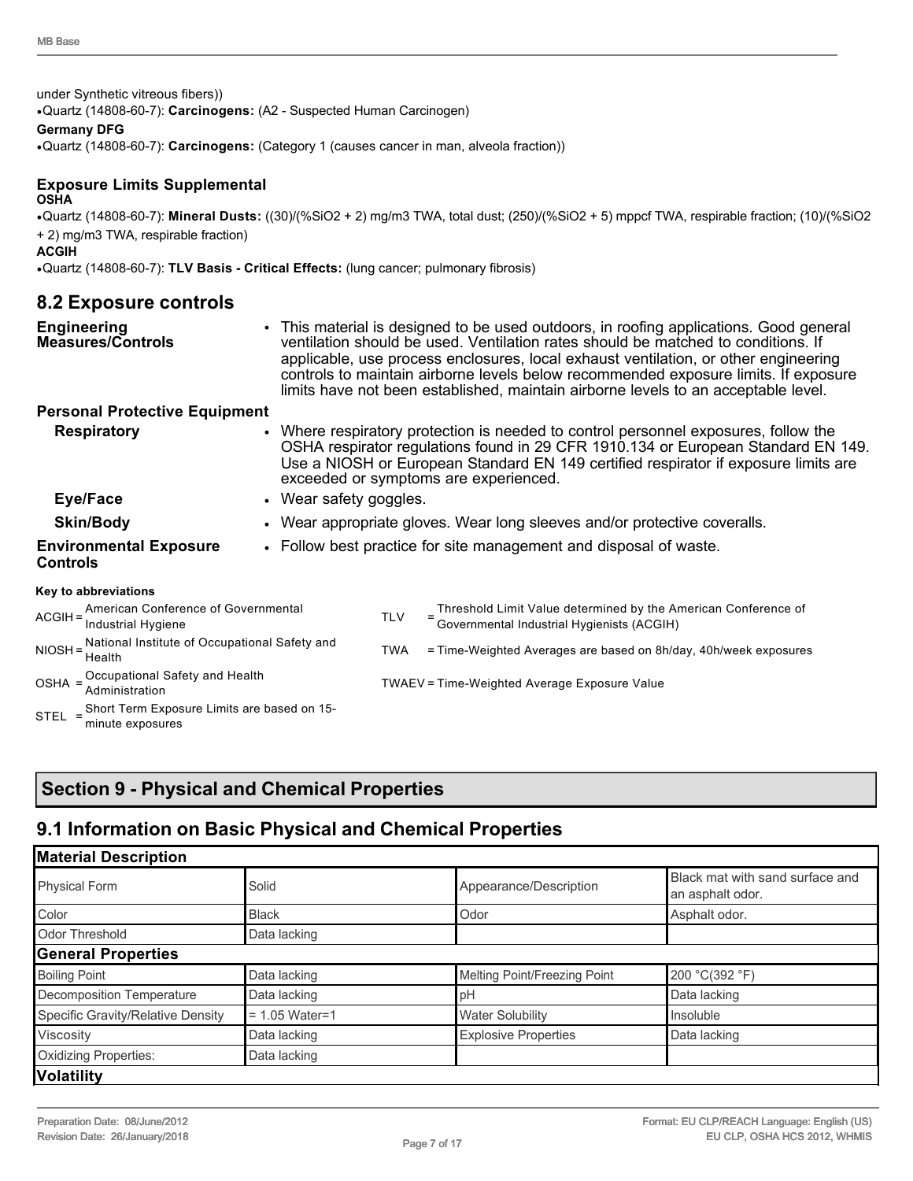under Synthetic vitreous fibers))

- Quartz (14808-60-7): **Carcinogens:** (A2 - Suspected Human Carcinogen)

**Germany DFG**

- Quartz (14808-60-7): **Carcinogens:** (Category 1 (causes cancer in man, alveola fraction))

### Exposure Limits Supplemental

**OSHA**

- Quartz (14808-60-7): **Mineral Dusts:** ((30)/(%$SiO_2$ + 2) mg/m3 TWA, total dust; (250)/(%$SiO_2$ + 5) mppcf TWA, respirable fraction; (10)/(%$SiO_2$ + 2) mg/m3 TWA, respirable fraction)

**ACGIH**

- Quartz (14808-60-7): **TLV Basis - Critical Effects:** (lung cancer; pulmonary fibrosis)

## 8.2 Exposure controls

**Engineering Measures/Controls**

- This material is designed to be used outdoors, in roofing applications. Good general ventilation should be used. Ventilation rates should be matched to conditions. If applicable, use process enclosures, local exhaust ventilation, or other engineering controls to maintain airborne levels below recommended exposure limits. If exposure limits have not been established, maintain airborne levels to an acceptable level.

**Personal Protective Equipment**

**Respiratory**

- Where respiratory protection is needed to control personnel exposures, follow the OSHA respirator regulations found in 29 CFR 1910.134 or European Standard EN 149. Use a NIOSH or European Standard EN 149 certified respirator if exposure limits are exceeded or symptoms are experienced.

**Eye/Face**

- Wear safety goggles.

**Skin/Body**

- Wear appropriate gloves. Wear long sleeves and/or protective coveralls.

**Environmental Exposure Controls**

- Follow best practice for site management and disposal of waste.

**Key to abbreviations**

ACGIH = American Conference of Governmental Industrial Hygiene

NIOSH = National Institute of Occupational Safety and Health

OSHA = Occupational Safety and Health Administration

STEL = Short Term Exposure Limits are based on 15-minute exposures

TLV = Threshold Limit Value determined by the American Conference of Governmental Industrial Hygienists (ACGIH)

TWA = Time-Weighted Averages are based on 8h/day, 40h/week exposures

TWAEV = Time-Weighted Average Exposure Value

# Section 9 - Physical and Chemical Properties

## 9.1 Information on Basic Physical and Chemical Properties

| **Material Description** | | | |
|---|---|---|---|
| Physical Form | Solid | Appearance/Description | Black mat with sand surface and an asphalt odor. |
| Color | Black | Odor | Asphalt odor. |
| Odor Threshold | Data lacking | | |
| **General Properties** | | | |
| Boiling Point | Data lacking | Melting Point/Freezing Point | 200 °C(392 °F) |
| Decomposition Temperature | Data lacking | pH | Data lacking |
| Specific Gravity/Relative Density | = 1.05 Water=1 | Water Solubility | Insoluble |
| Viscosity | Data lacking | Explosive Properties | Data lacking |
| Oxidizing Properties: | Data lacking | | |
| **Volatility** | | | |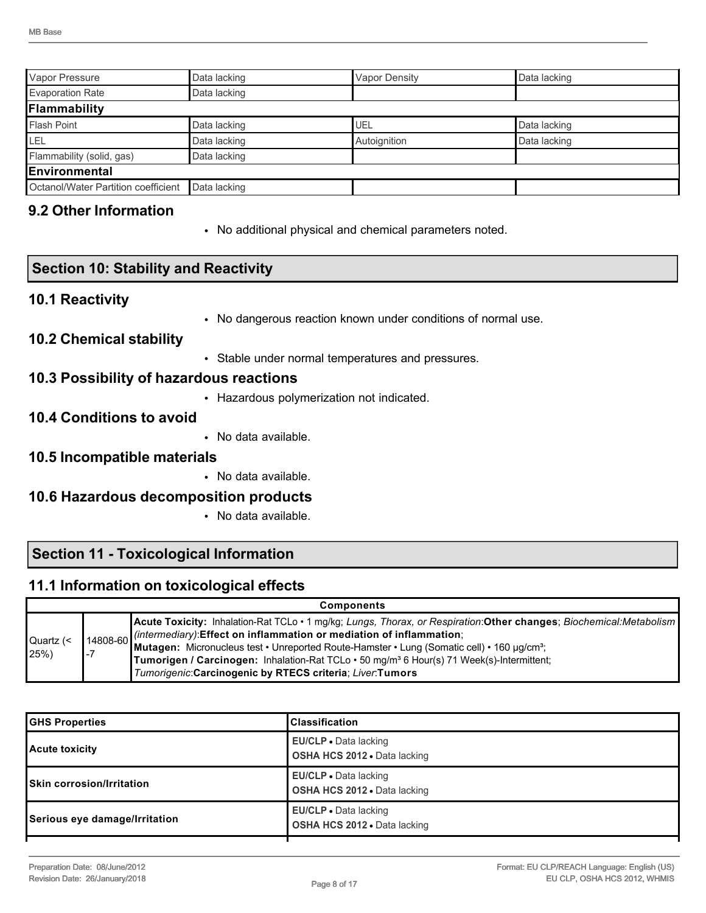| Vapor Pressure | Data lacking | Vapor Density | Data lacking |
|---|---|---|---|
| Evaporation Rate | Data lacking | | |
| **Flammability** | | | |
| Flash Point | Data lacking | UEL | Data lacking |
| LEL | Data lacking | Autoignition | Data lacking |
| Flammability (solid, gas) | Data lacking | | |
| **Environmental** | | | |
| Octanol/Water Partition coefficient | Data lacking | | |

## 9.2 Other Information

- No additional physical and chemical parameters noted.

## Section 10: Stability and Reactivity

### 10.1 Reactivity

- No dangerous reaction known under conditions of normal use.

### 10.2 Chemical stability

- Stable under normal temperatures and pressures.

### 10.3 Possibility of hazardous reactions

- Hazardous polymerization not indicated.

### 10.4 Conditions to avoid

- No data available.

### 10.5 Incompatible materials

- No data available.

### 10.6 Hazardous decomposition products

- No data available.

## Section 11 - Toxicological Information

### 11.1 Information on toxicological effects

| Components | | |
|---|---|---|
| Quartz (< 25%) | 14808-60-7 | **Acute Toxicity:** Inhalation-Rat TCLo • 1 mg/kg; *Lungs, Thorax, or Respiration*:**Other changes**; *Biochemical:Metabolism (intermediary)*:**Effect on inflammation or mediation of inflammation**; **Mutagen:** Micronucleus test • Unreported Route-Hamster • Lung (Somatic cell) • 160 µg/cm³; **Tumorigen / Carcinogen:** Inhalation-Rat TCLo • 50 mg/m³ 6 Hour(s) 71 Week(s)-Intermittent; *Tumorigenic*:**Carcinogenic by RTECS criteria**; *Liver*:**Tumors** |

| GHS Properties | Classification |
|---|---|
| **Acute toxicity** | **EU/CLP** • Data lacking<br>**OSHA HCS 2012** • Data lacking |
| **Skin corrosion/Irritation** | **EU/CLP** • Data lacking<br>**OSHA HCS 2012** • Data lacking |
| **Serious eye damage/Irritation** | **EU/CLP** • Data lacking<br>**OSHA HCS 2012** • Data lacking |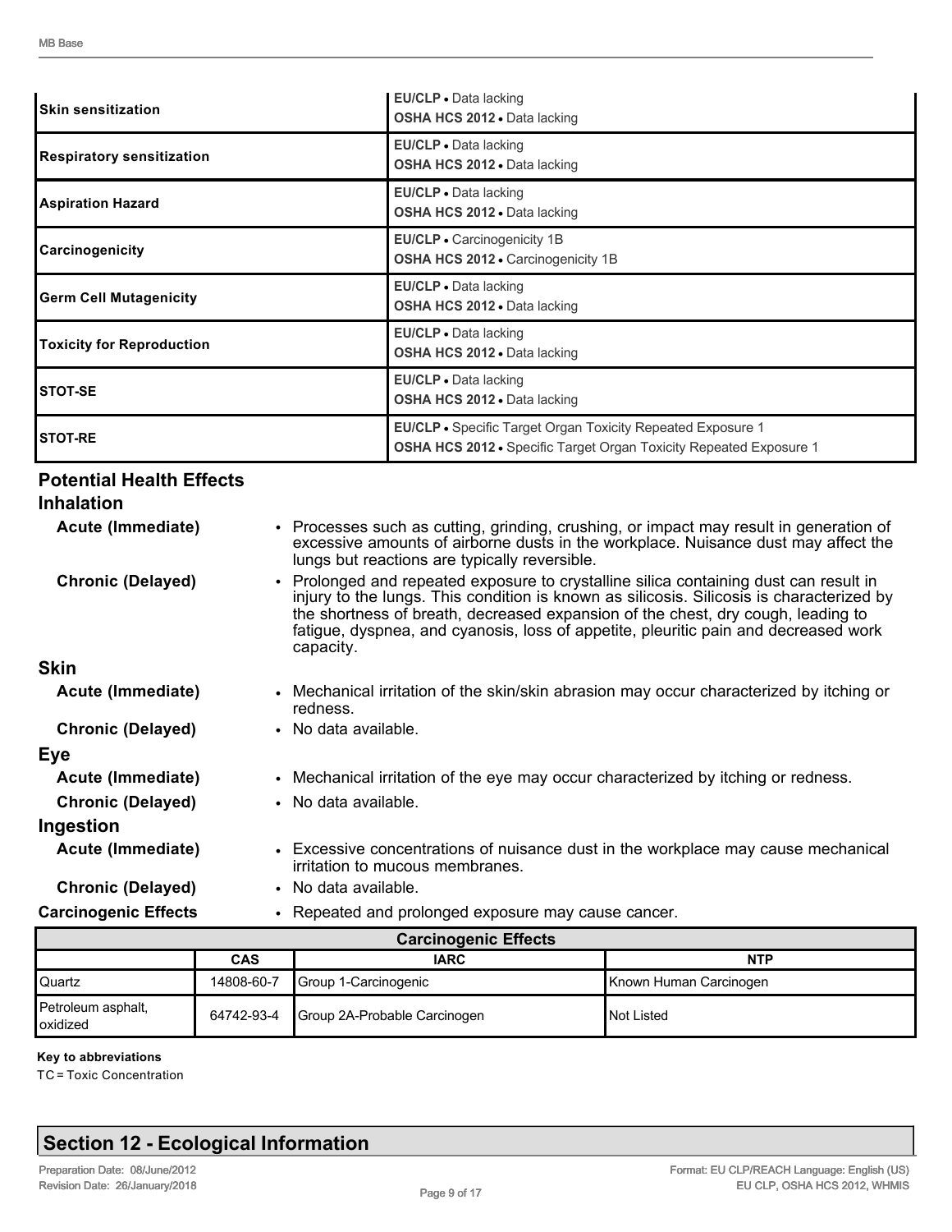| | |
|---|---|
| **Skin sensitization** | **EU/CLP** • Data lacking<br>**OSHA HCS 2012** • Data lacking |
| **Respiratory sensitization** | **EU/CLP** • Data lacking<br>**OSHA HCS 2012** • Data lacking |
| **Aspiration Hazard** | **EU/CLP** • Data lacking<br>**OSHA HCS 2012** • Data lacking |
| **Carcinogenicity** | **EU/CLP** • Carcinogenicity 1B<br>**OSHA HCS 2012** • Carcinogenicity 1B |
| **Germ Cell Mutagenicity** | **EU/CLP** • Data lacking<br>**OSHA HCS 2012** • Data lacking |
| **Toxicity for Reproduction** | **EU/CLP** • Data lacking<br>**OSHA HCS 2012** • Data lacking |
| **STOT-SE** | **EU/CLP** • Data lacking<br>**OSHA HCS 2012** • Data lacking |
| **STOT-RE** | **EU/CLP** • Specific Target Organ Toxicity Repeated Exposure 1<br>**OSHA HCS 2012** • Specific Target Organ Toxicity Repeated Exposure 1 |

### Potential Health Effects

#### Inhalation

**Acute (Immediate)**
- Processes such as cutting, grinding, crushing, or impact may result in generation of excessive amounts of airborne dusts in the workplace. Nuisance dust may affect the lungs but reactions are typically reversible.

**Chronic (Delayed)**
- Prolonged and repeated exposure to crystalline silica containing dust can result in injury to the lungs. This condition is known as silicosis. Silicosis is characterized by the shortness of breath, decreased expansion of the chest, dry cough, leading to fatigue, dyspnea, and cyanosis, loss of appetite, pleuritic pain and decreased work capacity.

#### Skin

**Acute (Immediate)**
- Mechanical irritation of the skin/skin abrasion may occur characterized by itching or redness.

**Chronic (Delayed)**
- No data available.

#### Eye

**Acute (Immediate)**
- Mechanical irritation of the eye may occur characterized by itching or redness.

**Chronic (Delayed)**
- No data available.

#### Ingestion

**Acute (Immediate)**
- Excessive concentrations of nuisance dust in the workplace may cause mechanical irritation to mucous membranes.

**Chronic (Delayed)**
- No data available.

**Carcinogenic Effects**
- Repeated and prolonged exposure may cause cancer.

| Carcinogenic Effects | | | |
|---|---|---|---|
| | **CAS** | **IARC** | **NTP** |
| Quartz | 14808-60-7 | Group 1-Carcinogenic | Known Human Carcinogen |
| Petroleum asphalt, oxidized | 64742-93-4 | Group 2A-Probable Carcinogen | Not Listed |

**Key to abbreviations**

TC = Toxic Concentration

## Section 12 - Ecological Information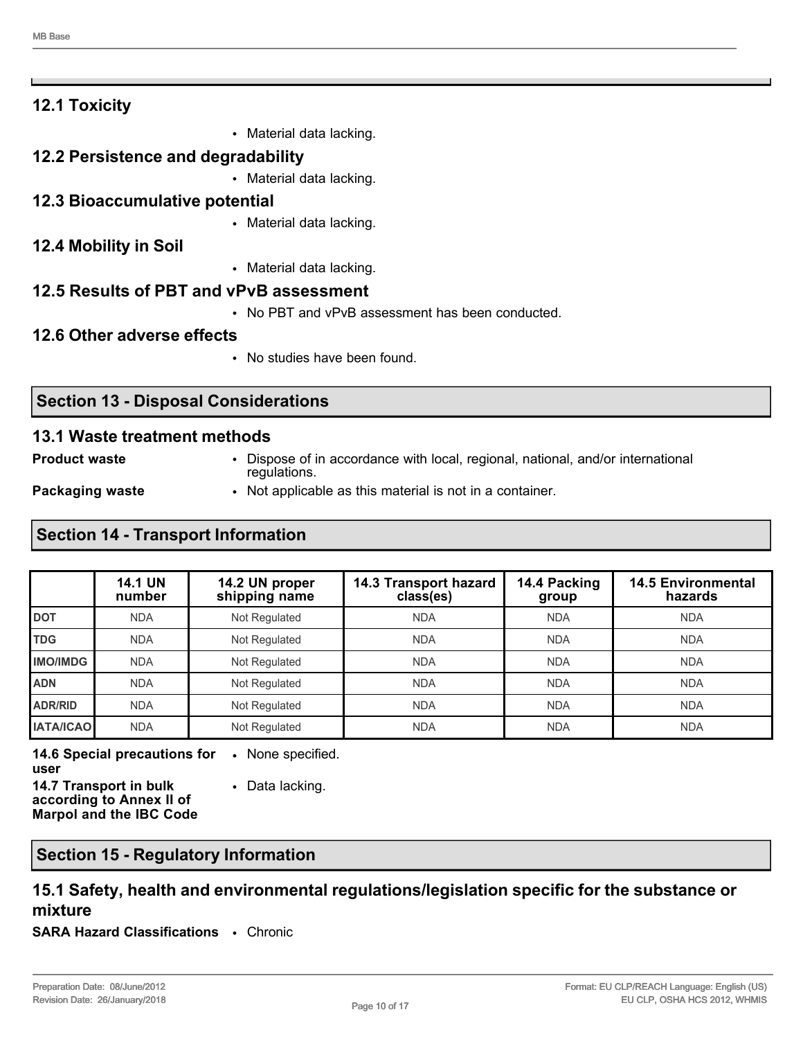## 12.1 Toxicity

- Material data lacking.

## 12.2 Persistence and degradability

- Material data lacking.

## 12.3 Bioaccumulative potential

- Material data lacking.

## 12.4 Mobility in Soil

- Material data lacking.

## 12.5 Results of PBT and vPvB assessment

- No PBT and vPvB assessment has been conducted.

## 12.6 Other adverse effects

- No studies have been found.

# Section 13 - Disposal Considerations

## 13.1 Waste treatment methods

**Product waste**
- Dispose of in accordance with local, regional, national, and/or international regulations.

**Packaging waste**
- Not applicable as this material is not in a container.

# Section 14 - Transport Information

| | 14.1 UN number | 14.2 UN proper shipping name | 14.3 Transport hazard class(es) | 14.4 Packing group | 14.5 Environmental hazards |
|---|---|---|---|---|---|
| **DOT** | NDA | Not Regulated | NDA | NDA | NDA |
| **TDG** | NDA | Not Regulated | NDA | NDA | NDA |
| **IMO/IMDG** | NDA | Not Regulated | NDA | NDA | NDA |
| **ADN** | NDA | Not Regulated | NDA | NDA | NDA |
| **ADR/RID** | NDA | Not Regulated | NDA | NDA | NDA |
| **IATA/ICAO** | NDA | Not Regulated | NDA | NDA | NDA |

**14.6 Special precautions for user**
- None specified.

**14.7 Transport in bulk according to Annex II of Marpol and the IBC Code**
- Data lacking.

# Section 15 - Regulatory Information

## 15.1 Safety, health and environmental regulations/legislation specific for the substance or mixture

**SARA Hazard Classifications**
- Chronic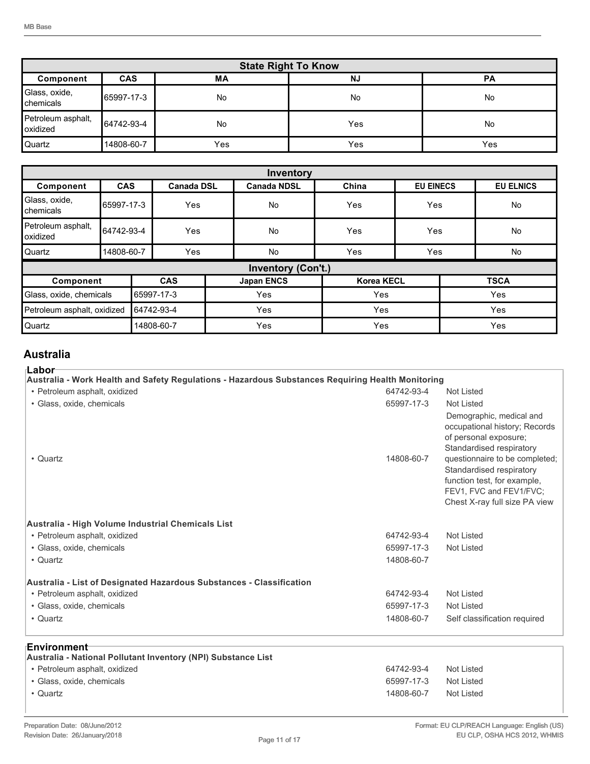| State Right To Know | | | | |
|---|---|---|---|---|
| **Component** | **CAS** | **MA** | **NJ** | **PA** |
| Glass, oxide, chemicals | 65997-17-3 | No | No | No |
| Petroleum asphalt, oxidized | 64742-93-4 | No | Yes | No |
| Quartz | 14808-60-7 | Yes | Yes | Yes |

| Inventory | | | | | | |
|---|---|---|---|---|---|---|
| **Component** | **CAS** | **Canada DSL** | **Canada NDSL** | **China** | **EU EINECS** | **EU ELNICS** |
| Glass, oxide, chemicals | 65997-17-3 | Yes | No | Yes | Yes | No |
| Petroleum asphalt, oxidized | 64742-93-4 | Yes | No | Yes | Yes | No |
| Quartz | 14808-60-7 | Yes | No | Yes | Yes | No |

| Inventory (Con't.) | | | | |
|---|---|---|---|---|
| **Component** | **CAS** | **Japan ENCS** | **Korea KECL** | **TSCA** |
| Glass, oxide, chemicals | 65997-17-3 | Yes | Yes | Yes |
| Petroleum asphalt, oxidized | 64742-93-4 | Yes | Yes | Yes |
| Quartz | 14808-60-7 | Yes | Yes | Yes |

## Australia

### Labor

**Australia - Work Health and Safety Regulations - Hazardous Substances Requiring Health Monitoring**

| | | |
|---|---|---|
| • Petroleum asphalt, oxidized | 64742-93-4 | Not Listed |
| • Glass, oxide, chemicals | 65997-17-3 | Not Listed |
| • Quartz | 14808-60-7 | Demographic, medical and occupational history; Records of personal exposure; Standardised respiratory questionnaire to be completed; Standardised respiratory function test, for example, FEV1, FVC and FEV1/FVC; Chest X-ray full size PA view |

**Australia - High Volume Industrial Chemicals List**

| | | |
|---|---|---|
| • Petroleum asphalt, oxidized | 64742-93-4 | Not Listed |
| • Glass, oxide, chemicals | 65997-17-3 | Not Listed |
| • Quartz | 14808-60-7 | |

**Australia - List of Designated Hazardous Substances - Classification**

| | | |
|---|---|---|
| • Petroleum asphalt, oxidized | 64742-93-4 | Not Listed |
| • Glass, oxide, chemicals | 65997-17-3 | Not Listed |
| • Quartz | 14808-60-7 | Self classification required |

### Environment

**Australia - National Pollutant Inventory (NPI) Substance List**

| | | |
|---|---|---|
| • Petroleum asphalt, oxidized | 64742-93-4 | Not Listed |
| • Glass, oxide, chemicals | 65997-17-3 | Not Listed |
| • Quartz | 14808-60-7 | Not Listed |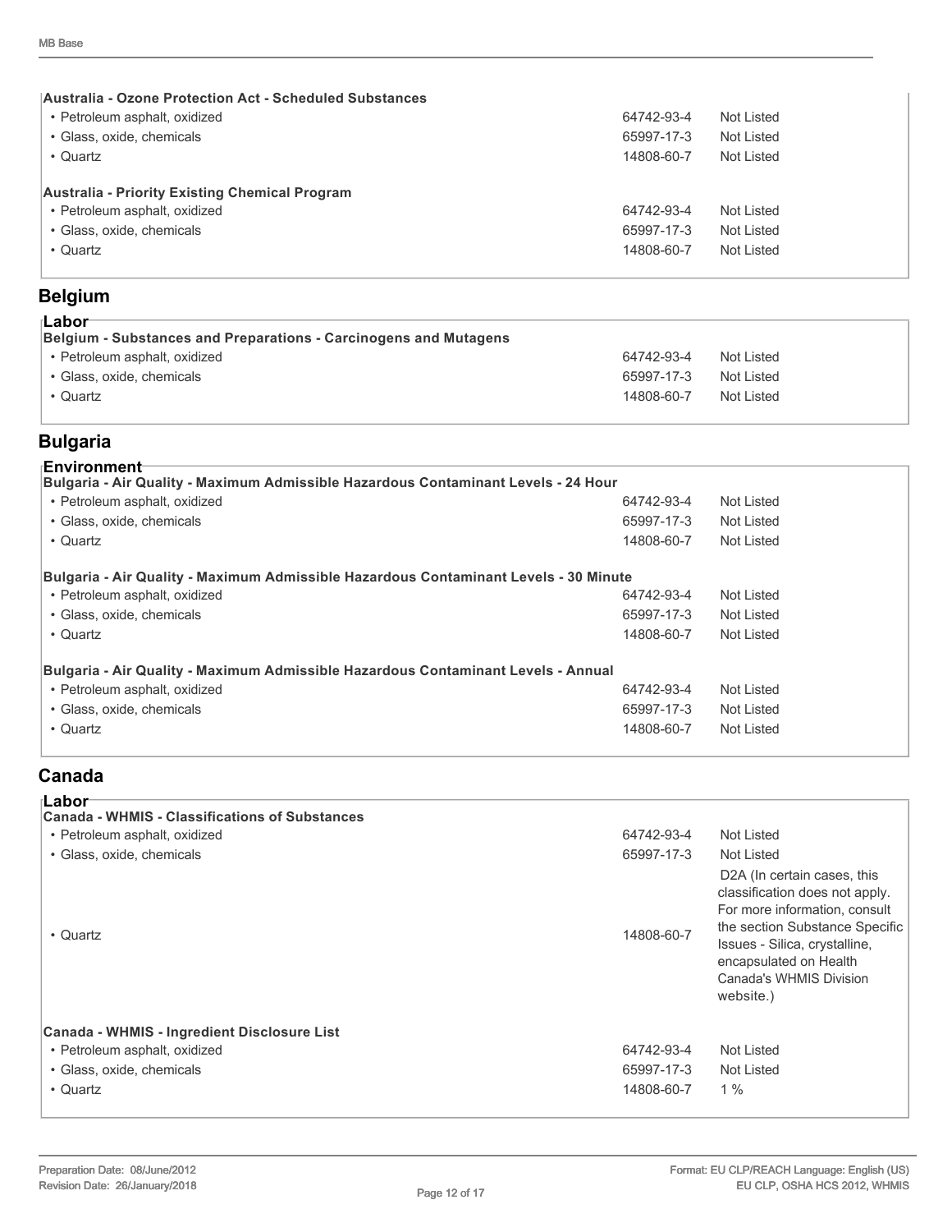| Australia - Ozone Protection Act - Scheduled Substances | | |
|---|---|---|
| • Petroleum asphalt, oxidized | 64742-93-4 | Not Listed |
| • Glass, oxide, chemicals | 65997-17-3 | Not Listed |
| • Quartz | 14808-60-7 | Not Listed |

| Australia - Priority Existing Chemical Program | | |
|---|---|---|
| • Petroleum asphalt, oxidized | 64742-93-4 | Not Listed |
| • Glass, oxide, chemicals | 65997-17-3 | Not Listed |
| • Quartz | 14808-60-7 | Not Listed |

## Belgium

### Labor

| Belgium - Substances and Preparations - Carcinogens and Mutagens | | |
|---|---|---|
| • Petroleum asphalt, oxidized | 64742-93-4 | Not Listed |
| • Glass, oxide, chemicals | 65997-17-3 | Not Listed |
| • Quartz | 14808-60-7 | Not Listed |

## Bulgaria

### Environment

| Bulgaria - Air Quality - Maximum Admissible Hazardous Contaminant Levels - 24 Hour | | |
|---|---|---|
| • Petroleum asphalt, oxidized | 64742-93-4 | Not Listed |
| • Glass, oxide, chemicals | 65997-17-3 | Not Listed |
| • Quartz | 14808-60-7 | Not Listed |

| Bulgaria - Air Quality - Maximum Admissible Hazardous Contaminant Levels - 30 Minute | | |
|---|---|---|
| • Petroleum asphalt, oxidized | 64742-93-4 | Not Listed |
| • Glass, oxide, chemicals | 65997-17-3 | Not Listed |
| • Quartz | 14808-60-7 | Not Listed |

| Bulgaria - Air Quality - Maximum Admissible Hazardous Contaminant Levels - Annual | | |
|---|---|---|
| • Petroleum asphalt, oxidized | 64742-93-4 | Not Listed |
| • Glass, oxide, chemicals | 65997-17-3 | Not Listed |
| • Quartz | 14808-60-7 | Not Listed |

## Canada

### Labor

| Canada - WHMIS - Classifications of Substances | | |
|---|---|---|
| • Petroleum asphalt, oxidized | 64742-93-4 | Not Listed |
| • Glass, oxide, chemicals | 65997-17-3 | Not Listed |
| • Quartz | 14808-60-7 | D2A (In certain cases, this classification does not apply. For more information, consult the section Substance Specific Issues - Silica, crystalline, encapsulated on Health Canada's WHMIS Division website.) |

| Canada - WHMIS - Ingredient Disclosure List | | |
|---|---|---|
| • Petroleum asphalt, oxidized | 64742-93-4 | Not Listed |
| • Glass, oxide, chemicals | 65997-17-3 | Not Listed |
| • Quartz | 14808-60-7 | 1 % |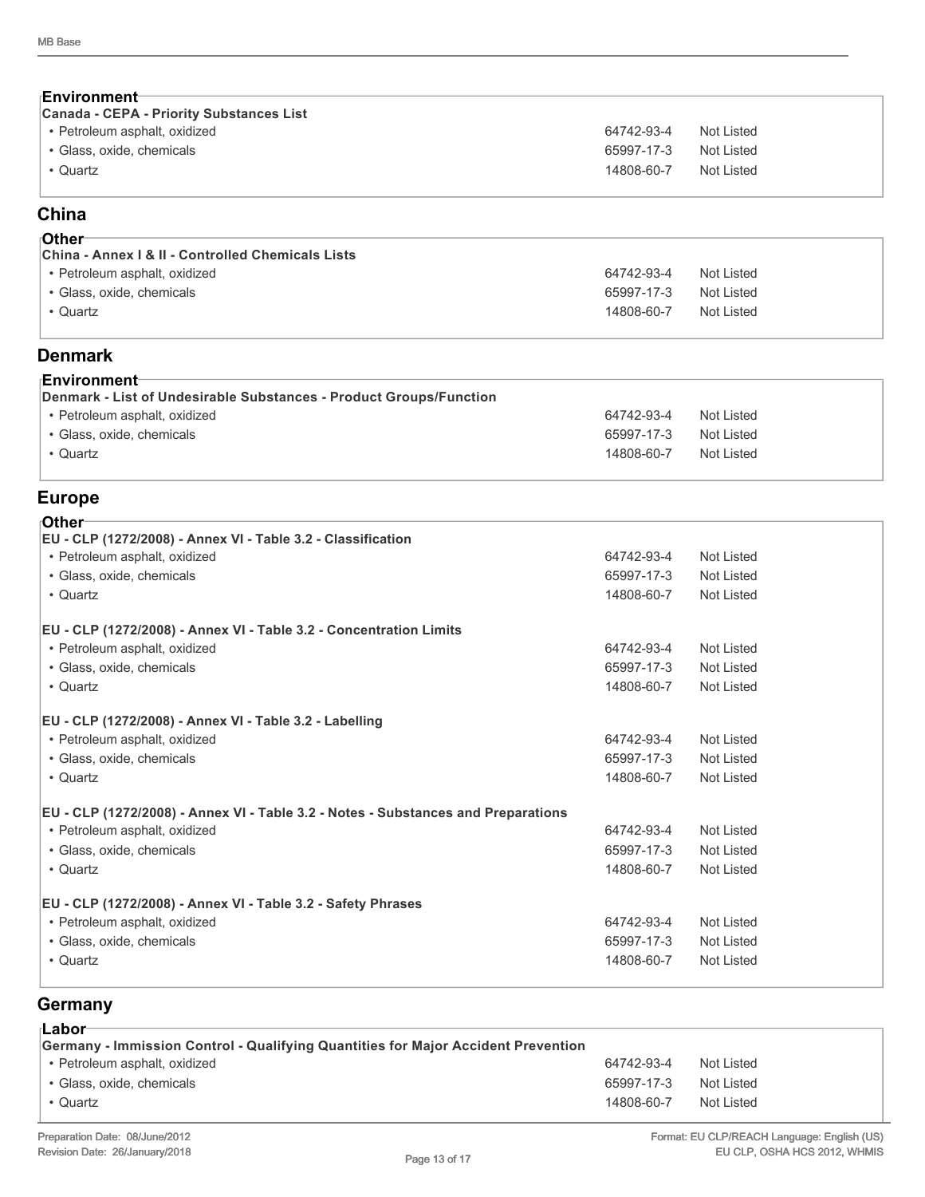### Environment

**Canada - CEPA - Priority Substances List**

| | | |
|---|---|---|
| • Petroleum asphalt, oxidized | 64742-93-4 | Not Listed |
| • Glass, oxide, chemicals | 65997-17-3 | Not Listed |
| • Quartz | 14808-60-7 | Not Listed |

## China

### Other

**China - Annex I & II - Controlled Chemicals Lists**

| | | |
|---|---|---|
| • Petroleum asphalt, oxidized | 64742-93-4 | Not Listed |
| • Glass, oxide, chemicals | 65997-17-3 | Not Listed |
| • Quartz | 14808-60-7 | Not Listed |

## Denmark

### Environment

**Denmark - List of Undesirable Substances - Product Groups/Function**

| | | |
|---|---|---|
| • Petroleum asphalt, oxidized | 64742-93-4 | Not Listed |
| • Glass, oxide, chemicals | 65997-17-3 | Not Listed |
| • Quartz | 14808-60-7 | Not Listed |

## Europe

### Other

**EU - CLP (1272/2008) - Annex VI - Table 3.2 - Classification**

| | | |
|---|---|---|
| • Petroleum asphalt, oxidized | 64742-93-4 | Not Listed |
| • Glass, oxide, chemicals | 65997-17-3 | Not Listed |
| • Quartz | 14808-60-7 | Not Listed |

**EU - CLP (1272/2008) - Annex VI - Table 3.2 - Concentration Limits**

| | | |
|---|---|---|
| • Petroleum asphalt, oxidized | 64742-93-4 | Not Listed |
| • Glass, oxide, chemicals | 65997-17-3 | Not Listed |
| • Quartz | 14808-60-7 | Not Listed |

**EU - CLP (1272/2008) - Annex VI - Table 3.2 - Labelling**

| | | |
|---|---|---|
| • Petroleum asphalt, oxidized | 64742-93-4 | Not Listed |
| • Glass, oxide, chemicals | 65997-17-3 | Not Listed |
| • Quartz | 14808-60-7 | Not Listed |

**EU - CLP (1272/2008) - Annex VI - Table 3.2 - Notes - Substances and Preparations**

| | | |
|---|---|---|
| • Petroleum asphalt, oxidized | 64742-93-4 | Not Listed |
| • Glass, oxide, chemicals | 65997-17-3 | Not Listed |
| • Quartz | 14808-60-7 | Not Listed |

**EU - CLP (1272/2008) - Annex VI - Table 3.2 - Safety Phrases**

| | | |
|---|---|---|
| • Petroleum asphalt, oxidized | 64742-93-4 | Not Listed |
| • Glass, oxide, chemicals | 65997-17-3 | Not Listed |
| • Quartz | 14808-60-7 | Not Listed |

## Germany

### Labor

**Germany - Immission Control - Qualifying Quantities for Major Accident Prevention**

| | | |
|---|---|---|
| • Petroleum asphalt, oxidized | 64742-93-4 | Not Listed |
| • Glass, oxide, chemicals | 65997-17-3 | Not Listed |
| • Quartz | 14808-60-7 | Not Listed |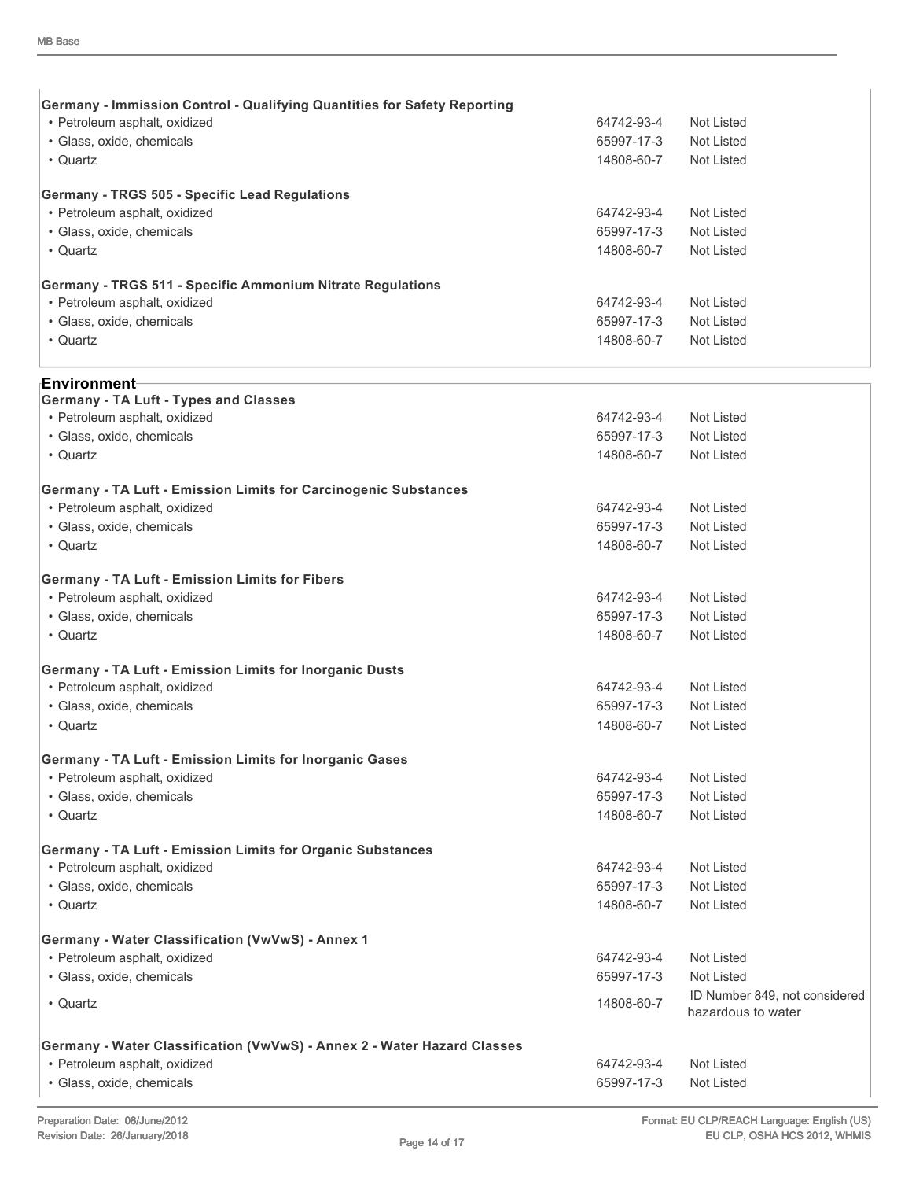**Germany - Immission Control - Qualifying Quantities for Safety Reporting**

| | | |
|---|---|---|
| • Petroleum asphalt, oxidized | 64742-93-4 | Not Listed |
| • Glass, oxide, chemicals | 65997-17-3 | Not Listed |
| • Quartz | 14808-60-7 | Not Listed |

**Germany - TRGS 505 - Specific Lead Regulations**

| | | |
|---|---|---|
| • Petroleum asphalt, oxidized | 64742-93-4 | Not Listed |
| • Glass, oxide, chemicals | 65997-17-3 | Not Listed |
| • Quartz | 14808-60-7 | Not Listed |

**Germany - TRGS 511 - Specific Ammonium Nitrate Regulations**

| | | |
|---|---|---|
| • Petroleum asphalt, oxidized | 64742-93-4 | Not Listed |
| • Glass, oxide, chemicals | 65997-17-3 | Not Listed |
| • Quartz | 14808-60-7 | Not Listed |

## Environment

**Germany - TA Luft - Types and Classes**

| | | |
|---|---|---|
| • Petroleum asphalt, oxidized | 64742-93-4 | Not Listed |
| • Glass, oxide, chemicals | 65997-17-3 | Not Listed |
| • Quartz | 14808-60-7 | Not Listed |

**Germany - TA Luft - Emission Limits for Carcinogenic Substances**

| | | |
|---|---|---|
| • Petroleum asphalt, oxidized | 64742-93-4 | Not Listed |
| • Glass, oxide, chemicals | 65997-17-3 | Not Listed |
| • Quartz | 14808-60-7 | Not Listed |

**Germany - TA Luft - Emission Limits for Fibers**

| | | |
|---|---|---|
| • Petroleum asphalt, oxidized | 64742-93-4 | Not Listed |
| • Glass, oxide, chemicals | 65997-17-3 | Not Listed |
| • Quartz | 14808-60-7 | Not Listed |

**Germany - TA Luft - Emission Limits for Inorganic Dusts**

| | | |
|---|---|---|
| • Petroleum asphalt, oxidized | 64742-93-4 | Not Listed |
| • Glass, oxide, chemicals | 65997-17-3 | Not Listed |
| • Quartz | 14808-60-7 | Not Listed |

**Germany - TA Luft - Emission Limits for Inorganic Gases**

| | | |
|---|---|---|
| • Petroleum asphalt, oxidized | 64742-93-4 | Not Listed |
| • Glass, oxide, chemicals | 65997-17-3 | Not Listed |
| • Quartz | 14808-60-7 | Not Listed |

**Germany - TA Luft - Emission Limits for Organic Substances**

| | | |
|---|---|---|
| • Petroleum asphalt, oxidized | 64742-93-4 | Not Listed |
| • Glass, oxide, chemicals | 65997-17-3 | Not Listed |
| • Quartz | 14808-60-7 | Not Listed |

**Germany - Water Classification (VwVwS) - Annex 1**

| | | |
|---|---|---|
| • Petroleum asphalt, oxidized | 64742-93-4 | Not Listed |
| • Glass, oxide, chemicals | 65997-17-3 | Not Listed |
| • Quartz | 14808-60-7 | ID Number 849, not considered hazardous to water |

**Germany - Water Classification (VwVwS) - Annex 2 - Water Hazard Classes**

| | | |
|---|---|---|
| • Petroleum asphalt, oxidized | 64742-93-4 | Not Listed |
| • Glass, oxide, chemicals | 65997-17-3 | Not Listed |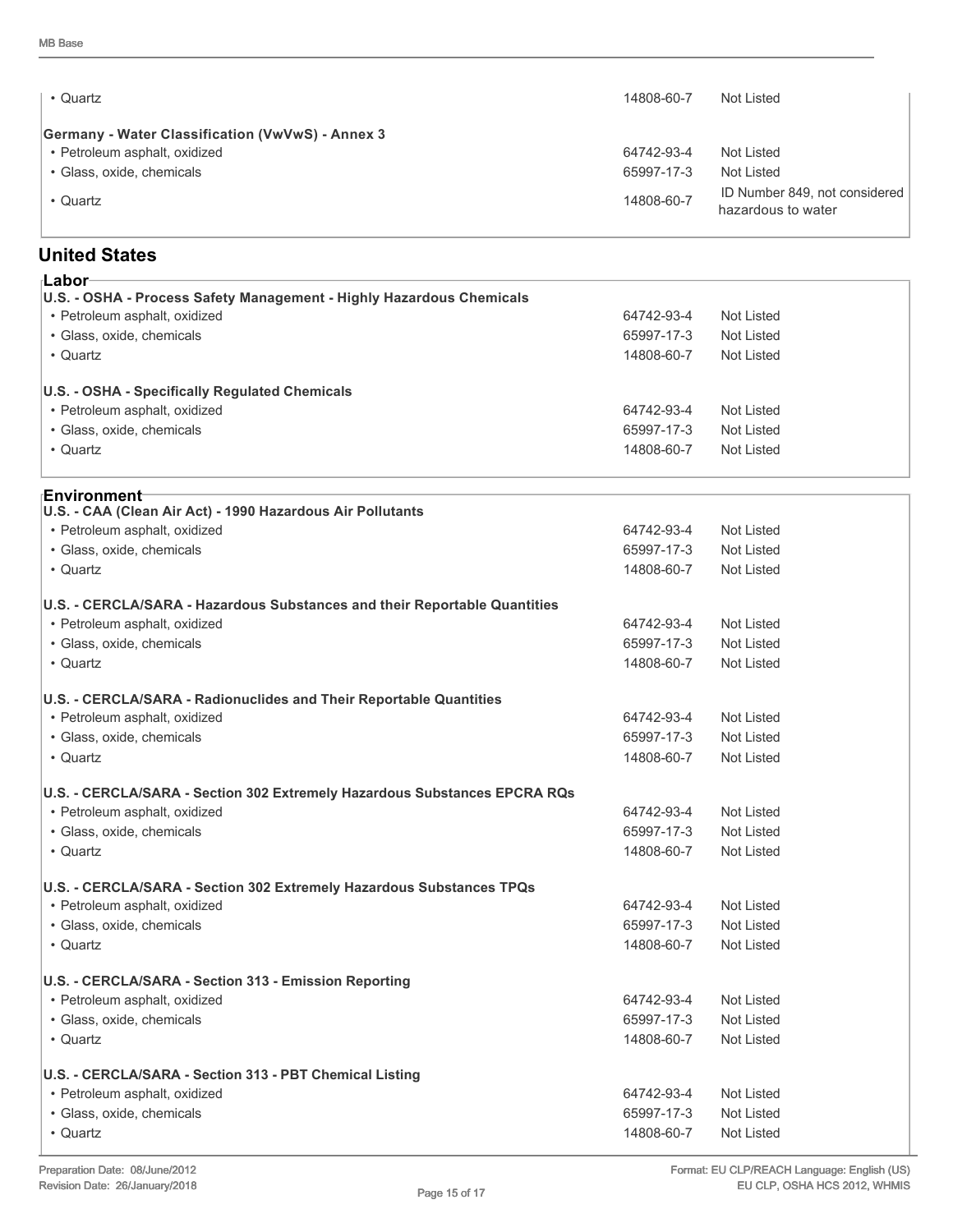| | | |
|---|---|---|
| • Quartz | 14808-60-7 | Not Listed |

**Germany - Water Classification (VwVwS) - Annex 3**

| | | |
|---|---|---|
| • Petroleum asphalt, oxidized | 64742-93-4 | Not Listed |
| • Glass, oxide, chemicals | 65997-17-3 | Not Listed |
| • Quartz | 14808-60-7 | ID Number 849, not considered hazardous to water |

## United States

### Labor

**U.S. - OSHA - Process Safety Management - Highly Hazardous Chemicals**

| | | |
|---|---|---|
| • Petroleum asphalt, oxidized | 64742-93-4 | Not Listed |
| • Glass, oxide, chemicals | 65997-17-3 | Not Listed |
| • Quartz | 14808-60-7 | Not Listed |

**U.S. - OSHA - Specifically Regulated Chemicals**

| | | |
|---|---|---|
| • Petroleum asphalt, oxidized | 64742-93-4 | Not Listed |
| • Glass, oxide, chemicals | 65997-17-3 | Not Listed |
| • Quartz | 14808-60-7 | Not Listed |

### Environment

**U.S. - CAA (Clean Air Act) - 1990 Hazardous Air Pollutants**

| | | |
|---|---|---|
| • Petroleum asphalt, oxidized | 64742-93-4 | Not Listed |
| • Glass, oxide, chemicals | 65997-17-3 | Not Listed |
| • Quartz | 14808-60-7 | Not Listed |

**U.S. - CERCLA/SARA - Hazardous Substances and their Reportable Quantities**

| | | |
|---|---|---|
| • Petroleum asphalt, oxidized | 64742-93-4 | Not Listed |
| • Glass, oxide, chemicals | 65997-17-3 | Not Listed |
| • Quartz | 14808-60-7 | Not Listed |

**U.S. - CERCLA/SARA - Radionuclides and Their Reportable Quantities**

| | | |
|---|---|---|
| • Petroleum asphalt, oxidized | 64742-93-4 | Not Listed |
| • Glass, oxide, chemicals | 65997-17-3 | Not Listed |
| • Quartz | 14808-60-7 | Not Listed |

**U.S. - CERCLA/SARA - Section 302 Extremely Hazardous Substances EPCRA RQs**

| | | |
|---|---|---|
| • Petroleum asphalt, oxidized | 64742-93-4 | Not Listed |
| • Glass, oxide, chemicals | 65997-17-3 | Not Listed |
| • Quartz | 14808-60-7 | Not Listed |

**U.S. - CERCLA/SARA - Section 302 Extremely Hazardous Substances TPQs**

| | | |
|---|---|---|
| • Petroleum asphalt, oxidized | 64742-93-4 | Not Listed |
| • Glass, oxide, chemicals | 65997-17-3 | Not Listed |
| • Quartz | 14808-60-7 | Not Listed |

**U.S. - CERCLA/SARA - Section 313 - Emission Reporting**

| | | |
|---|---|---|
| • Petroleum asphalt, oxidized | 64742-93-4 | Not Listed |
| • Glass, oxide, chemicals | 65997-17-3 | Not Listed |
| • Quartz | 14808-60-7 | Not Listed |

**U.S. - CERCLA/SARA - Section 313 - PBT Chemical Listing**

| | | |
|---|---|---|
| • Petroleum asphalt, oxidized | 64742-93-4 | Not Listed |
| • Glass, oxide, chemicals | 65997-17-3 | Not Listed |
| • Quartz | 14808-60-7 | Not Listed |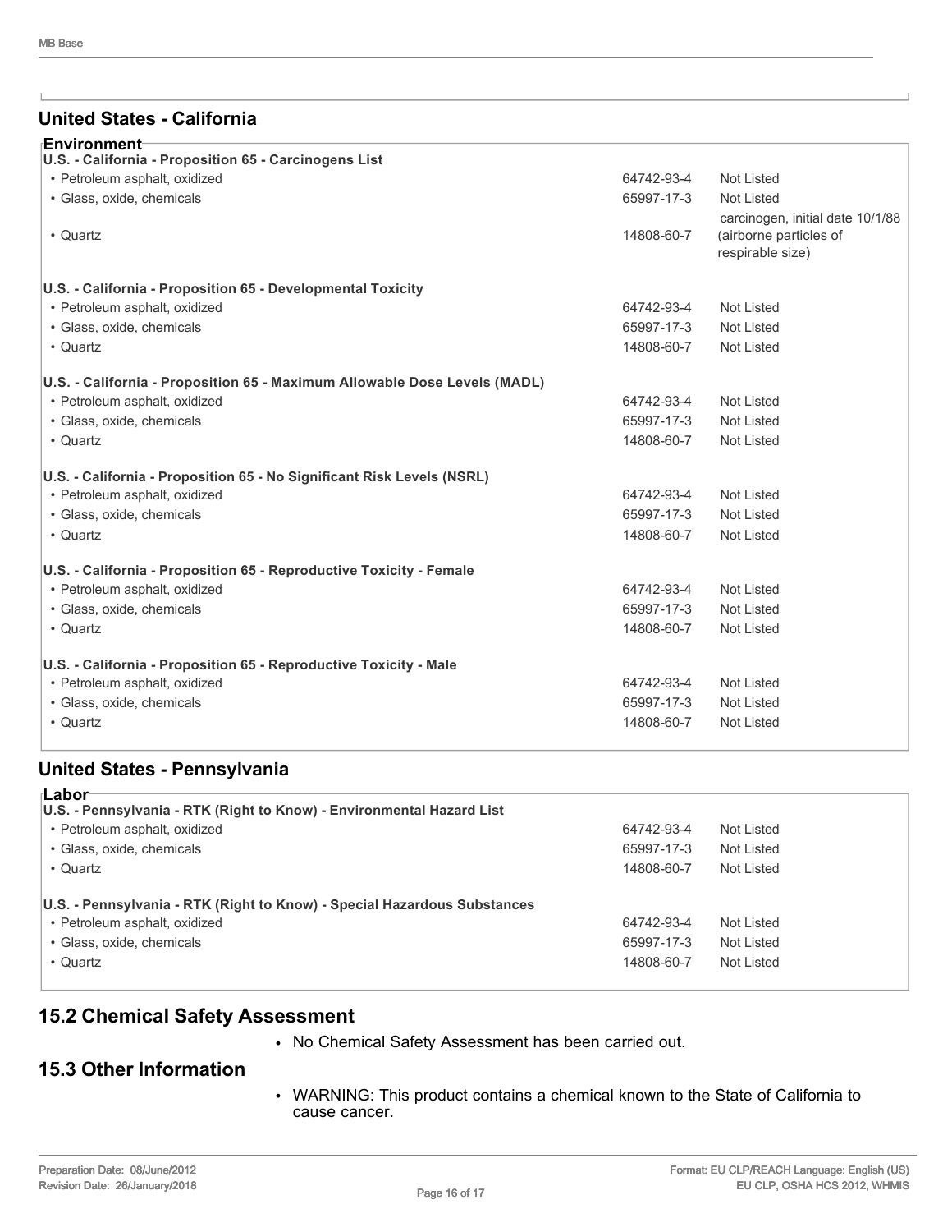## United States - California

**Environment**

| U.S. - California - Proposition 65 - Carcinogens List | | |
|---|---|---|
| • Petroleum asphalt, oxidized | 64742-93-4 | Not Listed |
| • Glass, oxide, chemicals | 65997-17-3 | Not Listed |
| • Quartz | 14808-60-7 | carcinogen, initial date 10/1/88 (airborne particles of respirable size) |

| U.S. - California - Proposition 65 - Developmental Toxicity | | |
|---|---|---|
| • Petroleum asphalt, oxidized | 64742-93-4 | Not Listed |
| • Glass, oxide, chemicals | 65997-17-3 | Not Listed |
| • Quartz | 14808-60-7 | Not Listed |

| U.S. - California - Proposition 65 - Maximum Allowable Dose Levels (MADL) | | |
|---|---|---|
| • Petroleum asphalt, oxidized | 64742-93-4 | Not Listed |
| • Glass, oxide, chemicals | 65997-17-3 | Not Listed |
| • Quartz | 14808-60-7 | Not Listed |

| U.S. - California - Proposition 65 - No Significant Risk Levels (NSRL) | | |
|---|---|---|
| • Petroleum asphalt, oxidized | 64742-93-4 | Not Listed |
| • Glass, oxide, chemicals | 65997-17-3 | Not Listed |
| • Quartz | 14808-60-7 | Not Listed |

| U.S. - California - Proposition 65 - Reproductive Toxicity - Female | | |
|---|---|---|
| • Petroleum asphalt, oxidized | 64742-93-4 | Not Listed |
| • Glass, oxide, chemicals | 65997-17-3 | Not Listed |
| • Quartz | 14808-60-7 | Not Listed |

| U.S. - California - Proposition 65 - Reproductive Toxicity - Male | | |
|---|---|---|
| • Petroleum asphalt, oxidized | 64742-93-4 | Not Listed |
| • Glass, oxide, chemicals | 65997-17-3 | Not Listed |
| • Quartz | 14808-60-7 | Not Listed |

## United States - Pennsylvania

**Labor**

| U.S. - Pennsylvania - RTK (Right to Know) - Environmental Hazard List | | |
|---|---|---|
| • Petroleum asphalt, oxidized | 64742-93-4 | Not Listed |
| • Glass, oxide, chemicals | 65997-17-3 | Not Listed |
| • Quartz | 14808-60-7 | Not Listed |

| U.S. - Pennsylvania - RTK (Right to Know) - Special Hazardous Substances | | |
|---|---|---|
| • Petroleum asphalt, oxidized | 64742-93-4 | Not Listed |
| • Glass, oxide, chemicals | 65997-17-3 | Not Listed |
| • Quartz | 14808-60-7 | Not Listed |

## 15.2 Chemical Safety Assessment

- No Chemical Safety Assessment has been carried out.

## 15.3 Other Information

- WARNING: This product contains a chemical known to the State of California to cause cancer.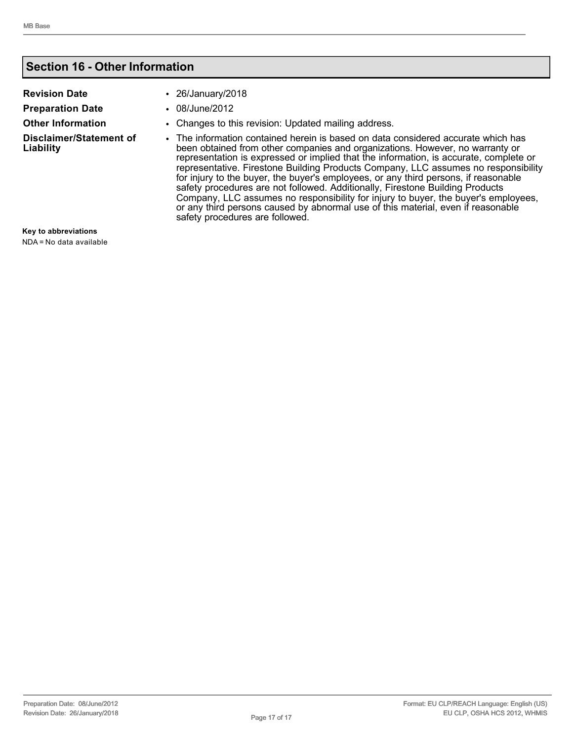## Section 16 - Other Information

| | |
|---|---|
| **Revision Date** | • 26/January/2018 |
| **Preparation Date** | • 08/June/2012 |
| **Other Information** | • Changes to this revision: Updated mailing address. |
| **Disclaimer/Statement of Liability** | • The information contained herein is based on data considered accurate which has been obtained from other companies and organizations. However, no warranty or representation is expressed or implied that the information, is accurate, complete or representative. Firestone Building Products Company, LLC assumes no responsibility for injury to the buyer, the buyer's employees, or any third persons, if reasonable safety procedures are not followed. Additionally, Firestone Building Products Company, LLC assumes no responsibility for injury to buyer, the buyer's employees, or any third persons caused by abnormal use of this material, even if reasonable safety procedures are followed. |

**Key to abbreviations**

NDA = No data available